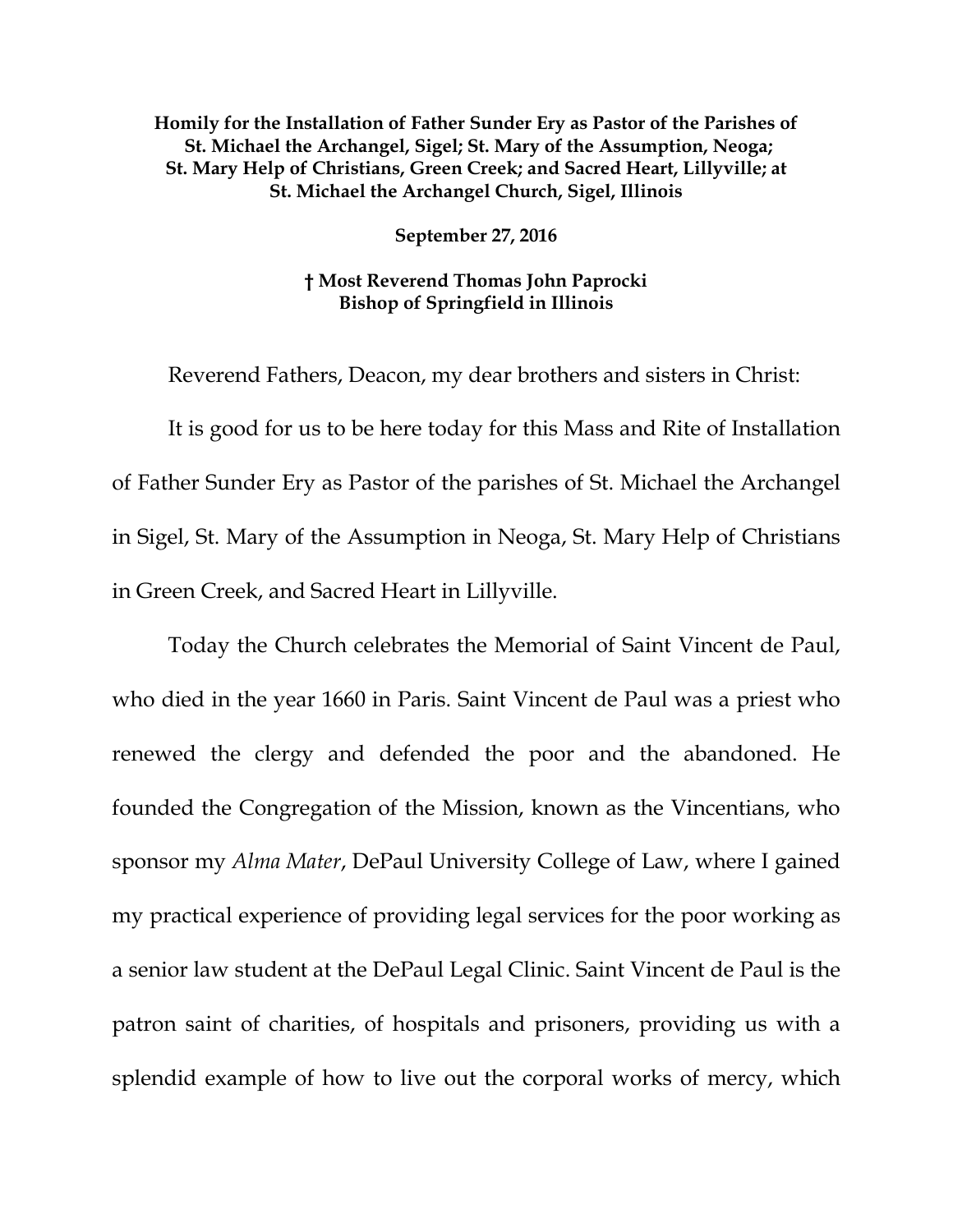**Homily for the Installation of Father Sunder Ery as Pastor of the Parishes of St. Michael the Archangel, Sigel; St. Mary of the Assumption, Neoga; St. Mary Help of Christians, Green Creek; and Sacred Heart, Lillyville; at St. Michael the Archangel Church, Sigel, Illinois**

**September 27, 2016**

**† Most Reverend Thomas John Paprocki**
**Bishop of Springfield in Illinois**

Reverend Fathers, Deacon, my dear brothers and sisters in Christ:

It is good for us to be here today for this Mass and Rite of Installation of Father Sunder Ery as Pastor of the parishes of St. Michael the Archangel in Sigel, St. Mary of the Assumption in Neoga, St. Mary Help of Christians in Green Creek, and Sacred Heart in Lillyville.

Today the Church celebrates the Memorial of Saint Vincent de Paul, who died in the year 1660 in Paris. Saint Vincent de Paul was a priest who renewed the clergy and defended the poor and the abandoned. He founded the Congregation of the Mission, known as the Vincentians, who sponsor my *Alma Mater*, DePaul University College of Law, where I gained my practical experience of providing legal services for the poor working as a senior law student at the DePaul Legal Clinic. Saint Vincent de Paul is the patron saint of charities, of hospitals and prisoners, providing us with a splendid example of how to live out the corporal works of mercy, which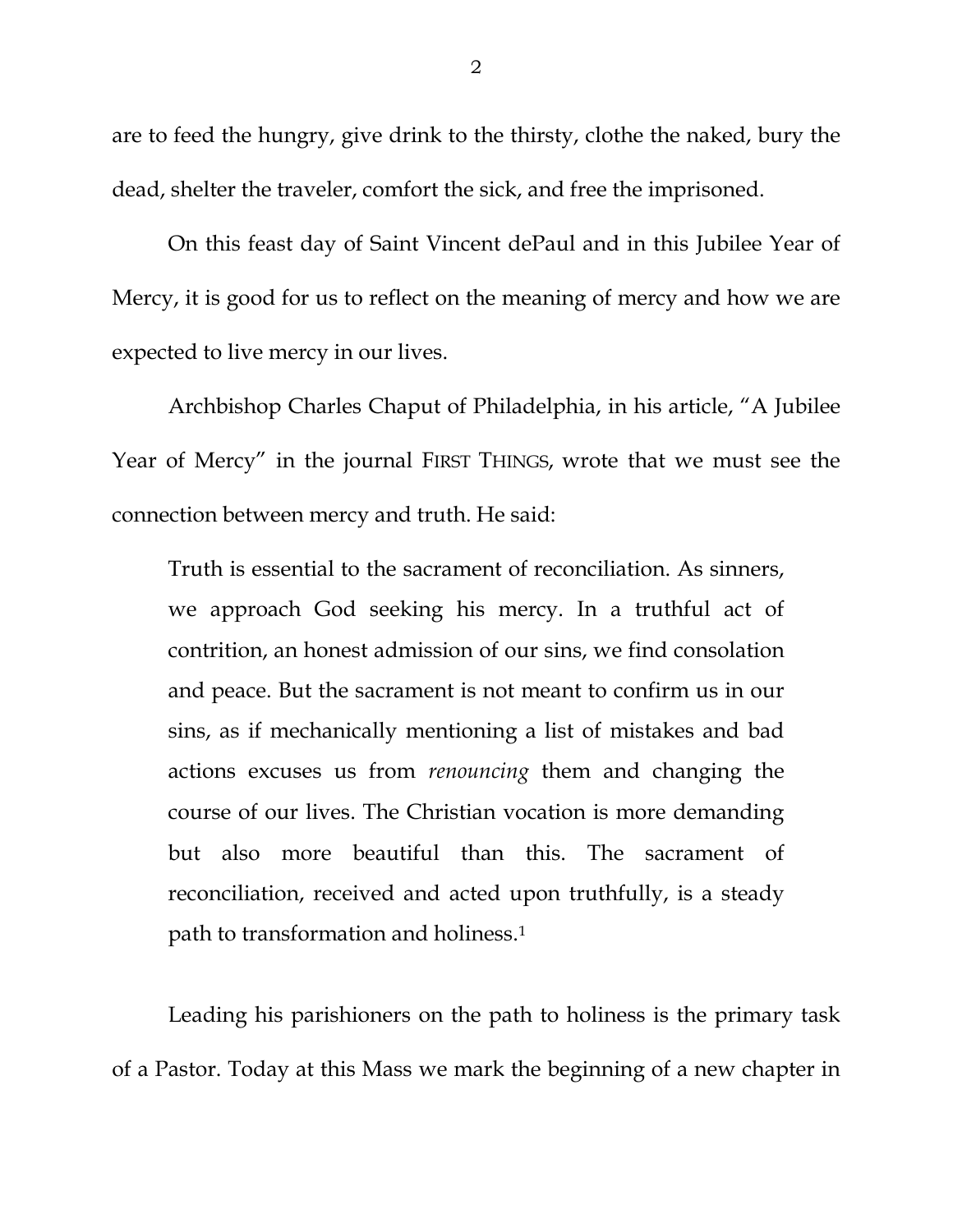are to feed the hungry, give drink to the thirsty, clothe the naked, bury the dead, shelter the traveler, comfort the sick, and free the imprisoned.

On this feast day of Saint Vincent dePaul and in this Jubilee Year of Mercy, it is good for us to reflect on the meaning of mercy and how we are expected to live mercy in our lives.

Archbishop Charles Chaput of Philadelphia, in his article, "A Jubilee Year of Mercy" in the journal FIRST THINGS, wrote that we must see the connection between mercy and truth. He said:

> Truth is essential to the sacrament of reconciliation. As sinners, we approach God seeking his mercy. In a truthful act of contrition, an honest admission of our sins, we find consolation and peace. But the sacrament is not meant to confirm us in our sins, as if mechanically mentioning a list of mistakes and bad actions excuses us from *renouncing* them and changing the course of our lives. The Christian vocation is more demanding but also more beautiful than this. The sacrament of reconciliation, received and acted upon truthfully, is a steady path to transformation and holiness.[1]

Leading his parishioners on the path to holiness is the primary task of a Pastor. Today at this Mass we mark the beginning of a new chapter in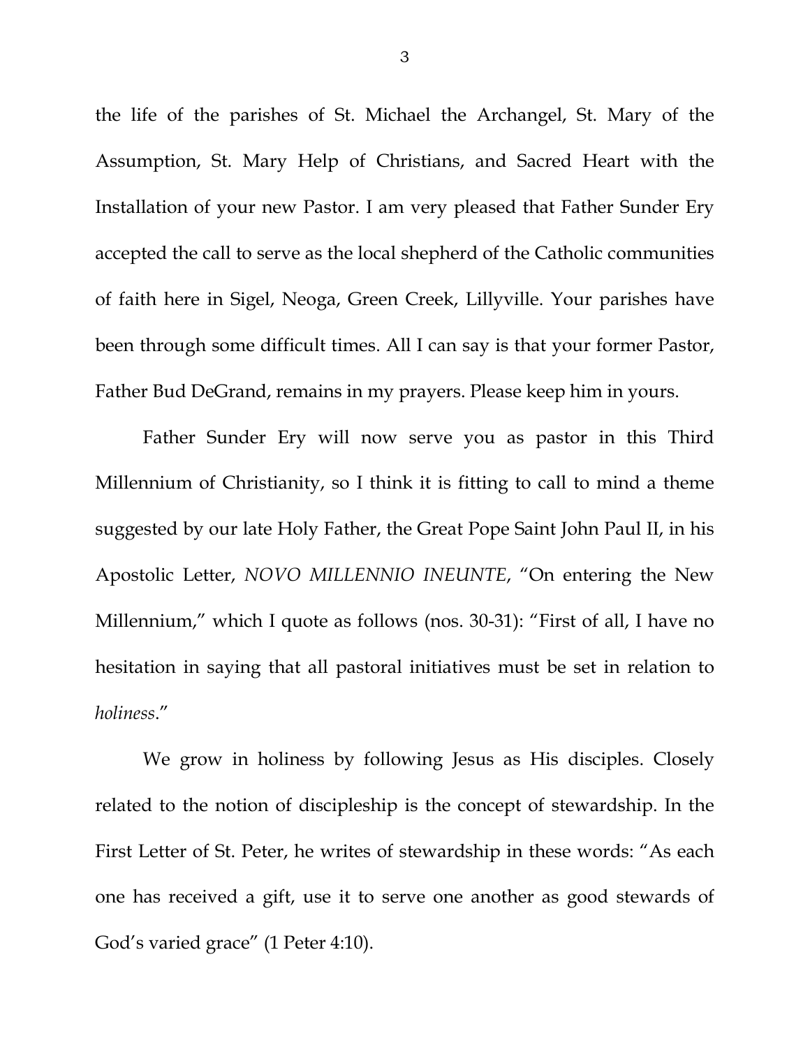the life of the parishes of St. Michael the Archangel, St. Mary of the Assumption, St. Mary Help of Christians, and Sacred Heart with the Installation of your new Pastor. I am very pleased that Father Sunder Ery accepted the call to serve as the local shepherd of the Catholic communities of faith here in Sigel, Neoga, Green Creek, Lillyville. Your parishes have been through some difficult times. All I can say is that your former Pastor, Father Bud DeGrand, remains in my prayers. Please keep him in yours.

Father Sunder Ery will now serve you as pastor in this Third Millennium of Christianity, so I think it is fitting to call to mind a theme suggested by our late Holy Father, the Great Pope Saint John Paul II, in his Apostolic Letter, *NOVO MILLENNIO INEUNTE*, "On entering the New Millennium," which I quote as follows (nos. 30-31): "First of all, I have no hesitation in saying that all pastoral initiatives must be set in relation to *holiness*."

We grow in holiness by following Jesus as His disciples. Closely related to the notion of discipleship is the concept of stewardship. In the First Letter of St. Peter, he writes of stewardship in these words: "As each one has received a gift, use it to serve one another as good stewards of God's varied grace" (1 Peter 4:10).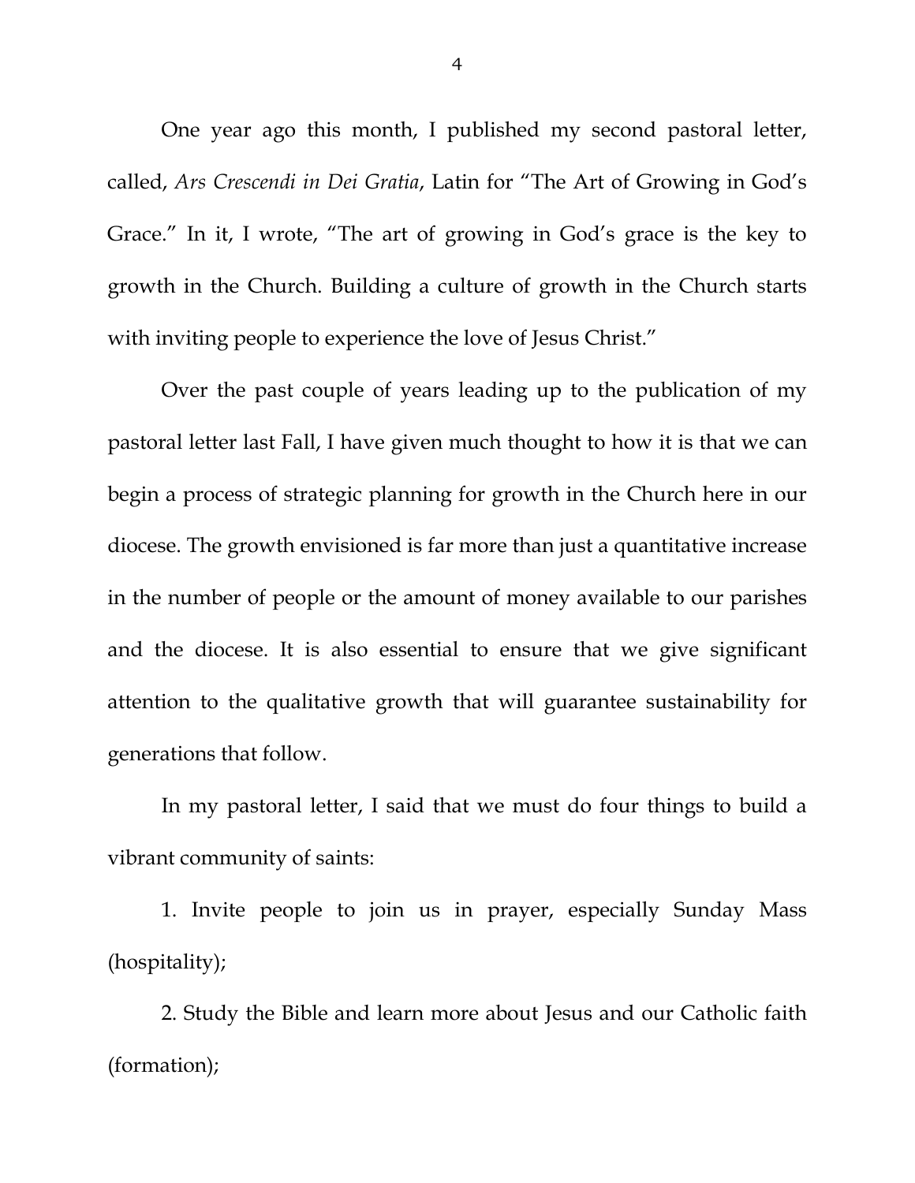One year ago this month, I published my second pastoral letter, called, *Ars Crescendi in Dei Gratia*, Latin for "The Art of Growing in God's Grace." In it, I wrote, "The art of growing in God's grace is the key to growth in the Church. Building a culture of growth in the Church starts with inviting people to experience the love of Jesus Christ."

Over the past couple of years leading up to the publication of my pastoral letter last Fall, I have given much thought to how it is that we can begin a process of strategic planning for growth in the Church here in our diocese. The growth envisioned is far more than just a quantitative increase in the number of people or the amount of money available to our parishes and the diocese. It is also essential to ensure that we give significant attention to the qualitative growth that will guarantee sustainability for generations that follow.

In my pastoral letter, I said that we must do four things to build a vibrant community of saints:

1. Invite people to join us in prayer, especially Sunday Mass (hospitality);

2. Study the Bible and learn more about Jesus and our Catholic faith (formation);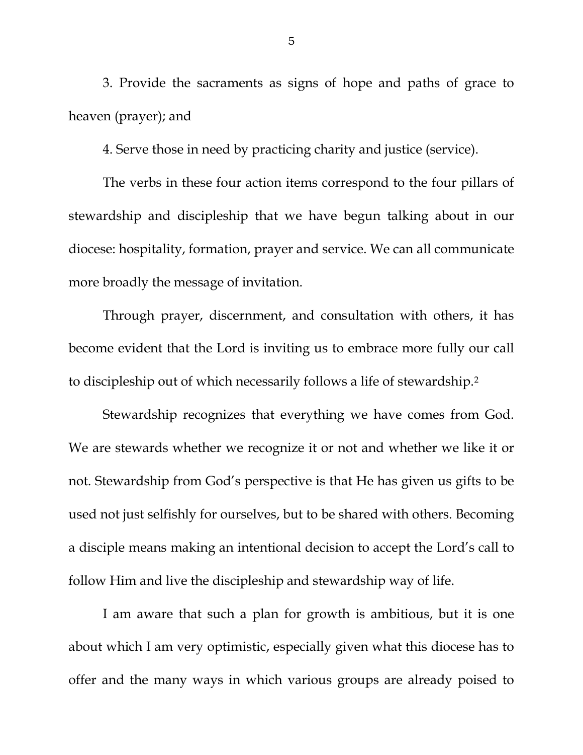3. Provide the sacraments as signs of hope and paths of grace to heaven (prayer); and

4. Serve those in need by practicing charity and justice (service).

The verbs in these four action items correspond to the four pillars of stewardship and discipleship that we have begun talking about in our diocese: hospitality, formation, prayer and service. We can all communicate more broadly the message of invitation.

Through prayer, discernment, and consultation with others, it has become evident that the Lord is inviting us to embrace more fully our call to discipleship out of which necessarily follows a life of stewardship.[2]

Stewardship recognizes that everything we have comes from God. We are stewards whether we recognize it or not and whether we like it or not. Stewardship from God's perspective is that He has given us gifts to be used not just selfishly for ourselves, but to be shared with others. Becoming a disciple means making an intentional decision to accept the Lord's call to follow Him and live the discipleship and stewardship way of life.

I am aware that such a plan for growth is ambitious, but it is one about which I am very optimistic, especially given what this diocese has to offer and the many ways in which various groups are already poised to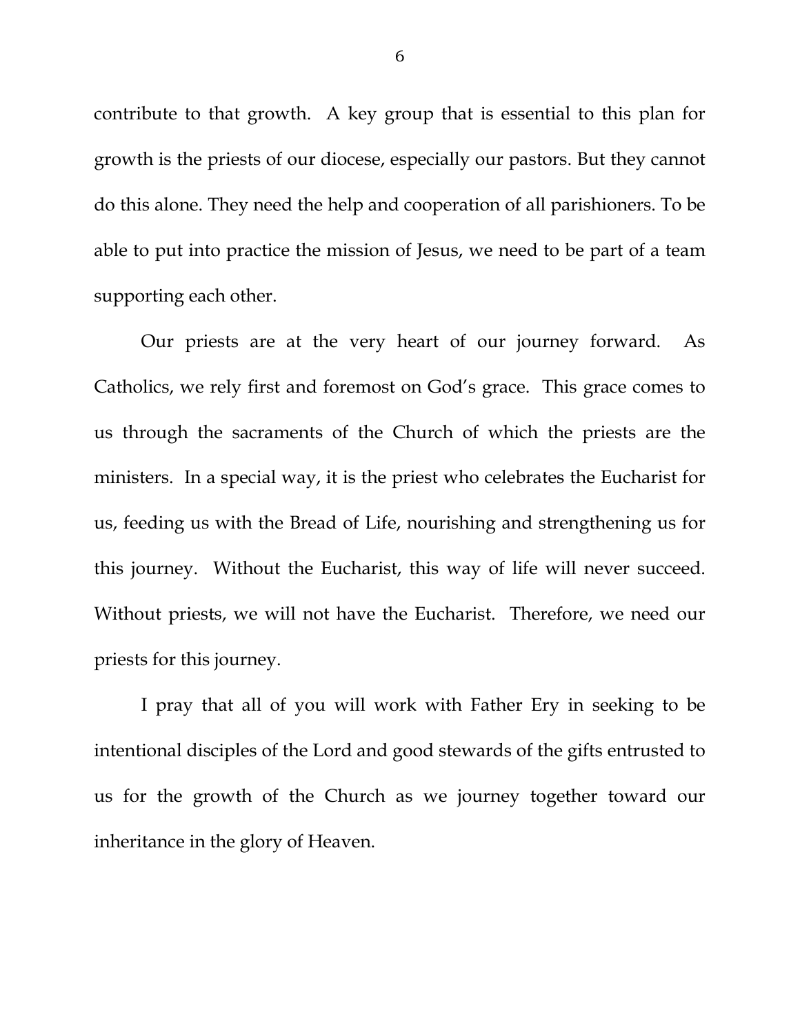contribute to that growth. A key group that is essential to this plan for growth is the priests of our diocese, especially our pastors. But they cannot do this alone. They need the help and cooperation of all parishioners. To be able to put into practice the mission of Jesus, we need to be part of a team supporting each other.

Our priests are at the very heart of our journey forward. As Catholics, we rely first and foremost on God's grace. This grace comes to us through the sacraments of the Church of which the priests are the ministers. In a special way, it is the priest who celebrates the Eucharist for us, feeding us with the Bread of Life, nourishing and strengthening us for this journey. Without the Eucharist, this way of life will never succeed. Without priests, we will not have the Eucharist. Therefore, we need our priests for this journey.

I pray that all of you will work with Father Ery in seeking to be intentional disciples of the Lord and good stewards of the gifts entrusted to us for the growth of the Church as we journey together toward our inheritance in the glory of Heaven.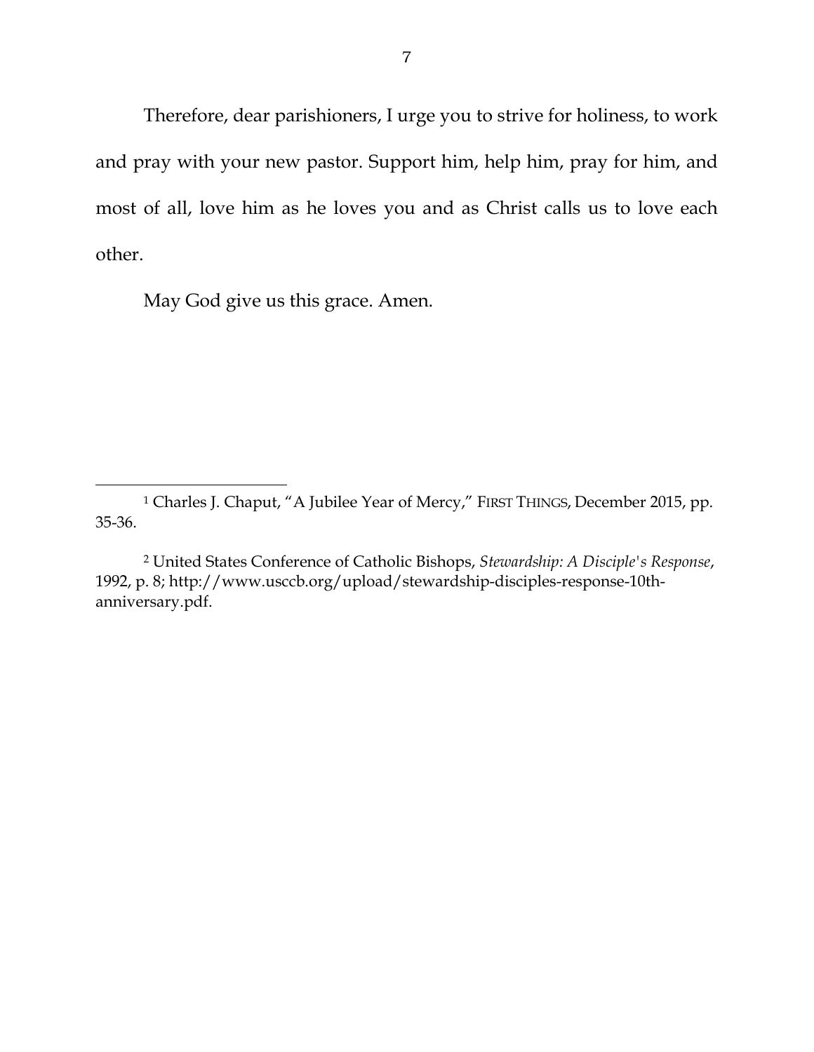Therefore, dear parishioners, I urge you to strive for holiness, to work and pray with your new pastor. Support him, help him, pray for him, and most of all, love him as he loves you and as Christ calls us to love each other.

May God give us this grace. Amen.

---

[1] Charles J. Chaput, "A Jubilee Year of Mercy," FIRST THINGS, December 2015, pp. 35-36.

[2] United States Conference of Catholic Bishops, *Stewardship: A Disciple's Response*, 1992, p. 8; http://www.usccb.org/upload/stewardship-disciples-response-10th-anniversary.pdf.